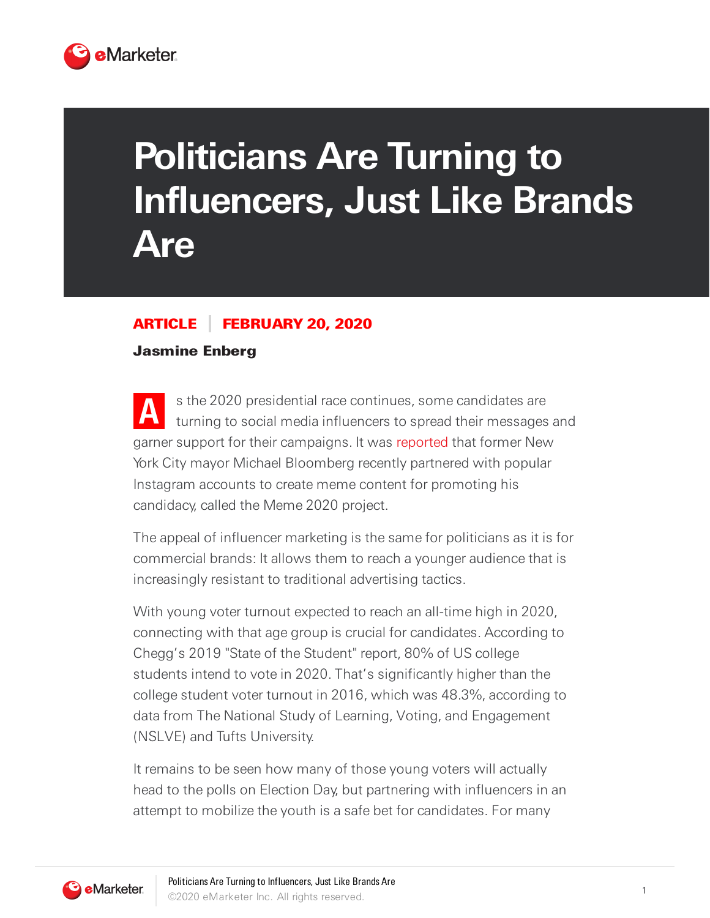# Politicians Are Turning to Influencers, Just Like Brands Are

**ARTICLE | FEBRUARY 20, 2020**

**Jasmine Enberg**

As the 2020 presidential race continues, some candidates are turning to social media influencers to spread their messages and garner support for their campaigns. It was reported that former New York City mayor Michael Bloomberg recently partnered with popular Instagram accounts to create meme content for promoting his candidacy, called the Meme 2020 project.

The appeal of influencer marketing is the same for politicians as it is for commercial brands: It allows them to reach a younger audience that is increasingly resistant to traditional advertising tactics.

With young voter turnout expected to reach an all-time high in 2020, connecting with that age group is crucial for candidates. According to Chegg's 2019 "State of the Student" report, 80% of US college students intend to vote in 2020. That's significantly higher than the college student voter turnout in 2016, which was 48.3%, according to data from The National Study of Learning, Voting, and Engagement (NSLVE) and Tufts University.

It remains to be seen how many of those young voters will actually head to the polls on Election Day, but partnering with influencers in an attempt to mobilize the youth is a safe bet for candidates. For many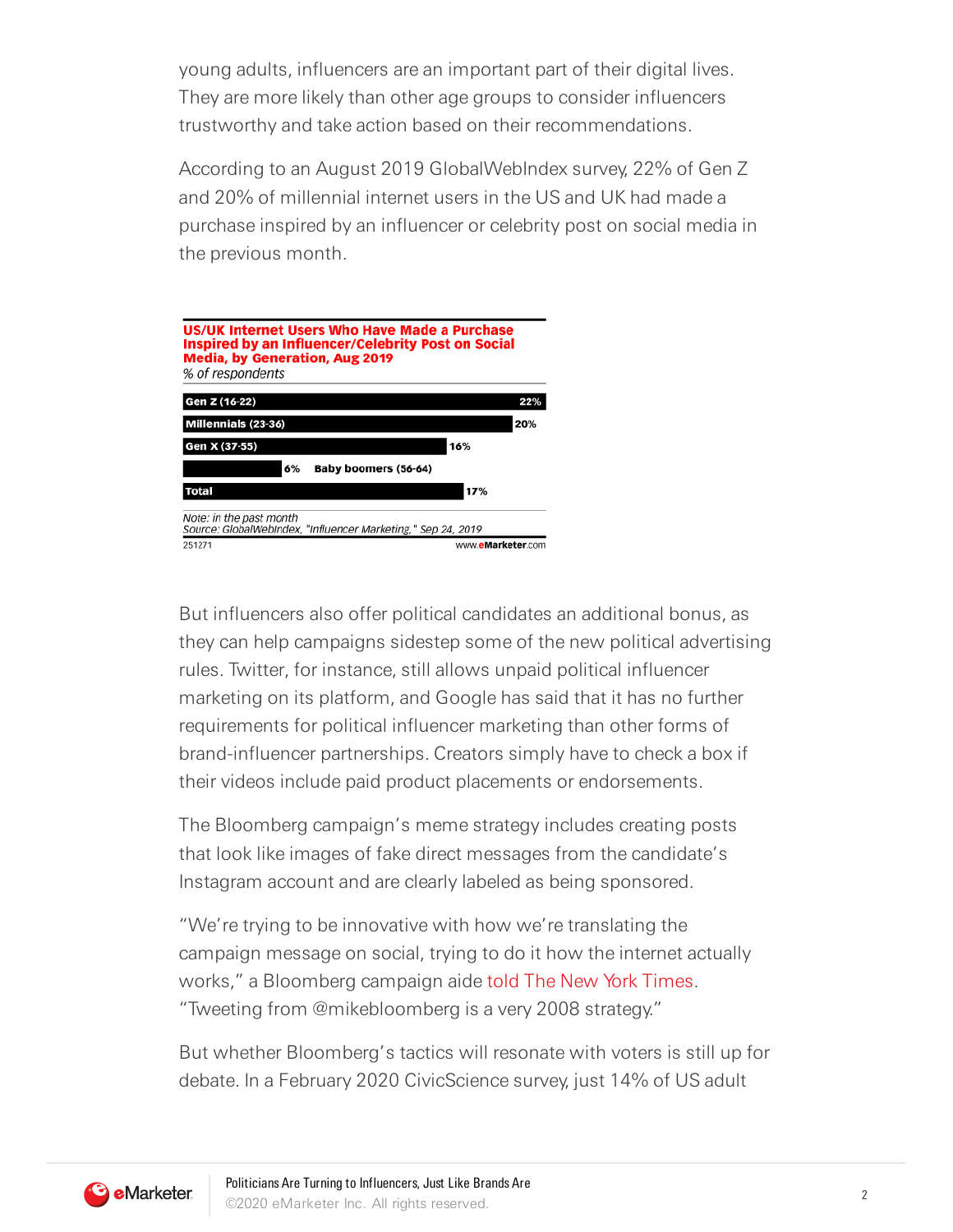young adults, influencers are an important part of their digital lives. They are more likely than other age groups to consider influencers trustworthy and take action based on their recommendations.

According to an August 2019 GlobalWebIndex survey, 22% of Gen Z and 20% of millennial internet users in the US and UK had made a purchase inspired by an influencer or celebrity post on social media in the previous month.

**US/UK Internet Users Who Have Made a Purchase Inspired by an Influencer/Celebrity Post on Social Media, by Generation, Aug 2019**

*% of respondents*

| Generation | % |
|---|---|
| Gen Z (16-22) | 22% |
| Millennials (23-36) | 20% |
| Gen X (37-55) | 16% |
| Baby boomers (56-64) | 6% |
| Total | 17% |

*Note: in the past month*
*Source: GlobalWebIndex, "Influencer Marketing," Sep 24, 2019*
251271 www.eMarketer.com

But influencers also offer political candidates an additional bonus, as they can help campaigns sidestep some of the new political advertising rules. Twitter, for instance, still allows unpaid political influencer marketing on its platform, and Google has said that it has no further requirements for political influencer marketing than other forms of brand-influencer partnerships. Creators simply have to check a box if their videos include paid product placements or endorsements.

The Bloomberg campaign's meme strategy includes creating posts that look like images of fake direct messages from the candidate's Instagram account and are clearly labeled as being sponsored.

"We're trying to be innovative with how we're translating the campaign message on social, trying to do it how the internet actually works," a Bloomberg campaign aide told The New York Times. "Tweeting from @mikebloomberg is a very 2008 strategy."

But whether Bloomberg's tactics will resonate with voters is still up for debate. In a February 2020 CivicScience survey, just 14% of US adult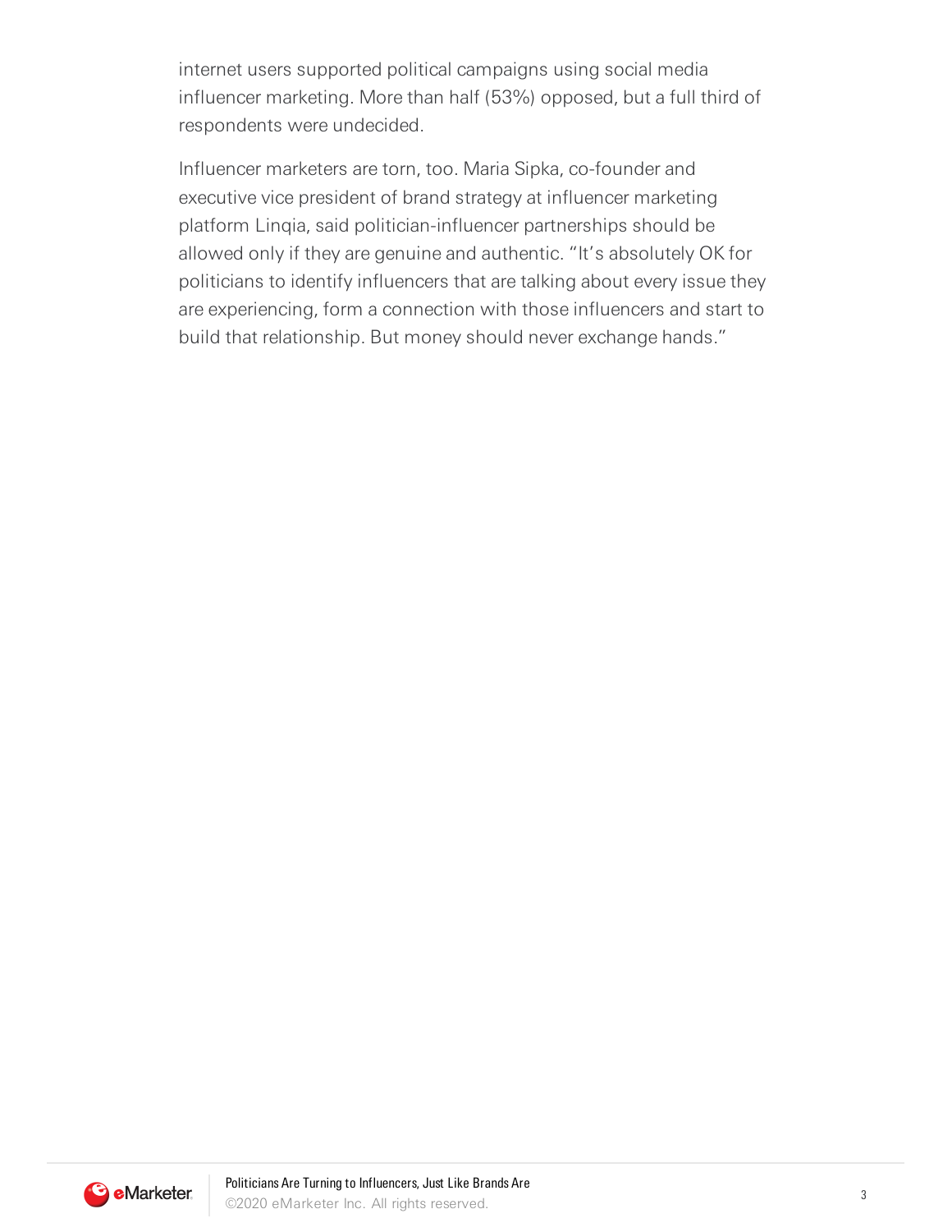internet users supported political campaigns using social media influencer marketing. More than half (53%) opposed, but a full third of respondents were undecided.

Influencer marketers are torn, too. Maria Sipka, co-founder and executive vice president of brand strategy at influencer marketing platform Linqia, said politician-influencer partnerships should be allowed only if they are genuine and authentic. "It's absolutely OK for politicians to identify influencers that are talking about every issue they are experiencing, form a connection with those influencers and start to build that relationship. But money should never exchange hands."